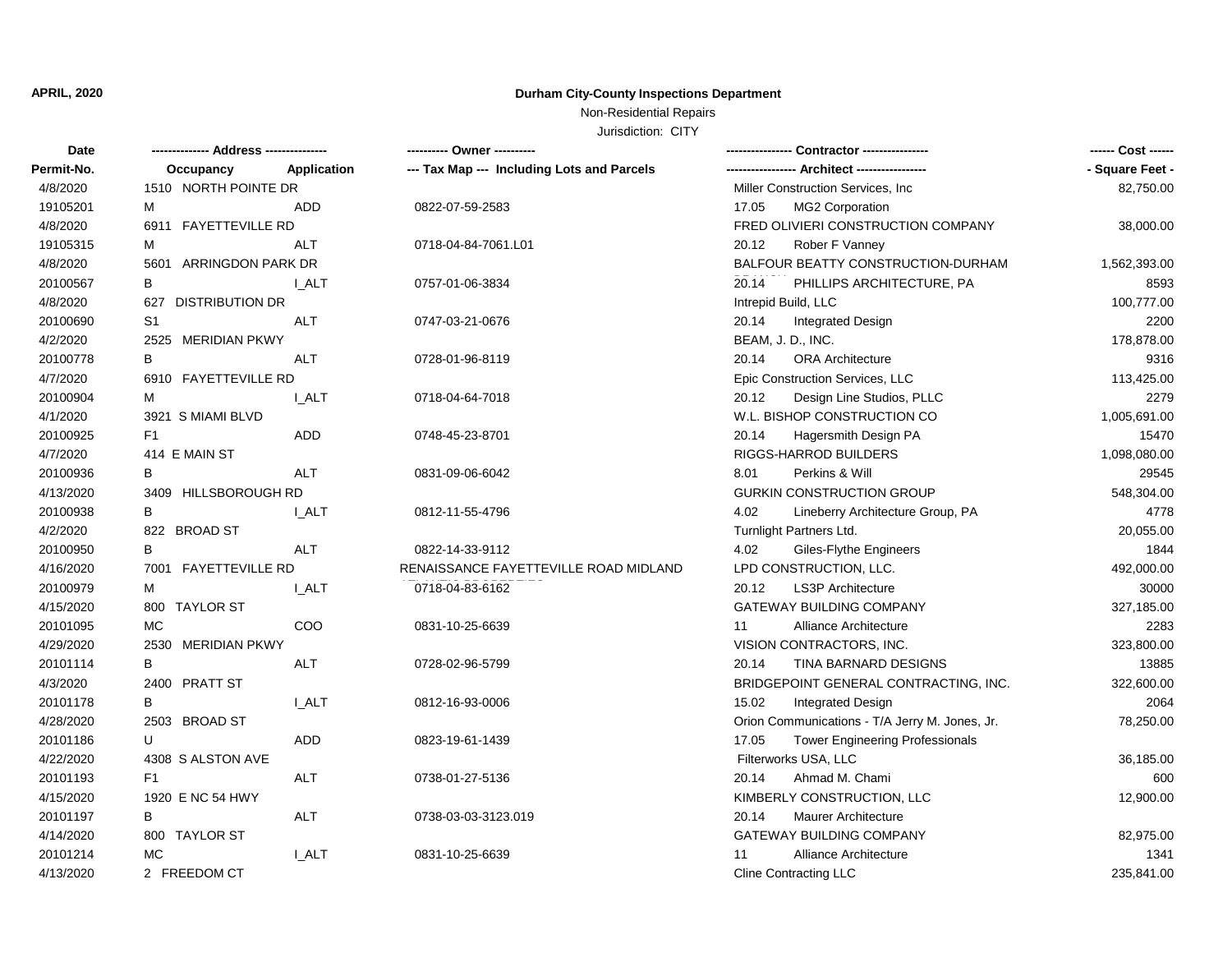**APRIL, 2020**

# Durham City-County Inspections Department

Non-Residential Repairs

Jurisdiction: CITY

| Date<br>Permit-No. | Address<br>Occupancy | <br>Application | Owner<br>Tax Map --- Including Lots and Parcels | Contractor<br>Architect | Cost<br>Square Feet |
|---|---|---|---|---|---|
| 4/8/2020<br>19105201 | 1510 NORTH POINTE DR<br>M | ADD | <br>0822-07-59-2583 | Miller Construction Services, Inc<br>17.05 MG2 Corporation | 82,750.00 |
| 4/8/2020<br>19105315 | 6911 FAYETTEVILLE RD<br>M | ALT | <br>0718-04-84-7061.L01 | FRED OLIVIERI CONSTRUCTION COMPANY<br>20.12 Rober F Vanney | 38,000.00 |
| 4/8/2020<br>20100567 | 5601 ARRINGDON PARK DR<br>B | I_ALT | <br>0757-01-06-3834 | BALFOUR BEATTY CONSTRUCTION-DURHAM<br>20.14 PHILLIPS ARCHITECTURE, PA | 1,562,393.00<br>8593 |
| 4/8/2020<br>20100690 | 627 DISTRIBUTION DR<br>S1 | ALT | <br>0747-03-21-0676 | Intrepid Build, LLC<br>20.14 Integrated Design | 100,777.00<br>2200 |
| 4/2/2020<br>20100778 | 2525 MERIDIAN PKWY<br>B | ALT | <br>0728-01-96-8119 | BEAM, J. D., INC.<br>20.14 ORA Architecture | 178,878.00<br>9316 |
| 4/7/2020<br>20100904 | 6910 FAYETTEVILLE RD<br>M | I_ALT | <br>0718-04-64-7018 | Epic Construction Services, LLC<br>20.12 Design Line Studios, PLLC | 113,425.00<br>2279 |
| 4/1/2020<br>20100925 | 3921 S MIAMI BLVD<br>F1 | ADD | <br>0748-45-23-8701 | W.L. BISHOP CONSTRUCTION CO<br>20.14 Hagersmith Design PA | 1,005,691.00<br>15470 |
| 4/7/2020<br>20100936 | 414 E MAIN ST<br>B | ALT | <br>0831-09-06-6042 | RIGGS-HARROD BUILDERS<br>8.01 Perkins & Will | 1,098,080.00<br>29545 |
| 4/13/2020<br>20100938 | 3409 HILLSBOROUGH RD<br>B | I_ALT | <br>0812-11-55-4796 | GURKIN CONSTRUCTION GROUP<br>4.02 Lineberry Architecture Group, PA | 548,304.00<br>4778 |
| 4/2/2020<br>20100950 | 822 BROAD ST<br>B | ALT | <br>0822-14-33-9112 | Turnlight Partners Ltd.<br>4.02 Giles-Flythe Engineers | 20,055.00<br>1844 |
| 4/16/2020<br>20100979 | 7001 FAYETTEVILLE RD<br>M | I_ALT | RENAISSANCE FAYETTEVILLE ROAD MIDLAND<br>0718-04-83-6162 | LPD CONSTRUCTION, LLC.<br>20.12 LS3P Architecture | 492,000.00<br>30000 |
| 4/15/2020<br>20101095 | 800 TAYLOR ST<br>MC | COO | <br>0831-10-25-6639 | GATEWAY BUILDING COMPANY<br>11 Alliance Architecture | 327,185.00<br>2283 |
| 4/29/2020<br>20101114 | 2530 MERIDIAN PKWY<br>B | ALT | <br>0728-02-96-5799 | VISION CONTRACTORS, INC.<br>20.14 TINA BARNARD DESIGNS | 323,800.00<br>13885 |
| 4/3/2020<br>20101178 | 2400 PRATT ST<br>B | I_ALT | <br>0812-16-93-0006 | BRIDGEPOINT GENERAL CONTRACTING, INC.<br>15.02 Integrated Design | 322,600.00<br>2064 |
| 4/28/2020<br>20101186 | 2503 BROAD ST<br>U | ADD | <br>0823-19-61-1439 | Orion Communications - T/A Jerry M. Jones, Jr.<br>17.05 Tower Engineering Professionals | 78,250.00 |
| 4/22/2020<br>20101193 | 4308 S ALSTON AVE<br>F1 | ALT | <br>0738-01-27-5136 | Filterworks USA, LLC<br>20.14 Ahmad M. Chami | 36,185.00<br>600 |
| 4/15/2020<br>20101197 | 1920 E NC 54 HWY<br>B | ALT | <br>0738-03-03-3123.019 | KIMBERLY CONSTRUCTION, LLC<br>20.14 Maurer Architecture | 12,900.00 |
| 4/14/2020<br>20101214 | 800 TAYLOR ST<br>MC | I_ALT | <br>0831-10-25-6639 | GATEWAY BUILDING COMPANY<br>11 Alliance Architecture | 82,975.00<br>1341 |
| 4/13/2020 | 2 FREEDOM CT | | | Cline Contracting LLC | 235,841.00 |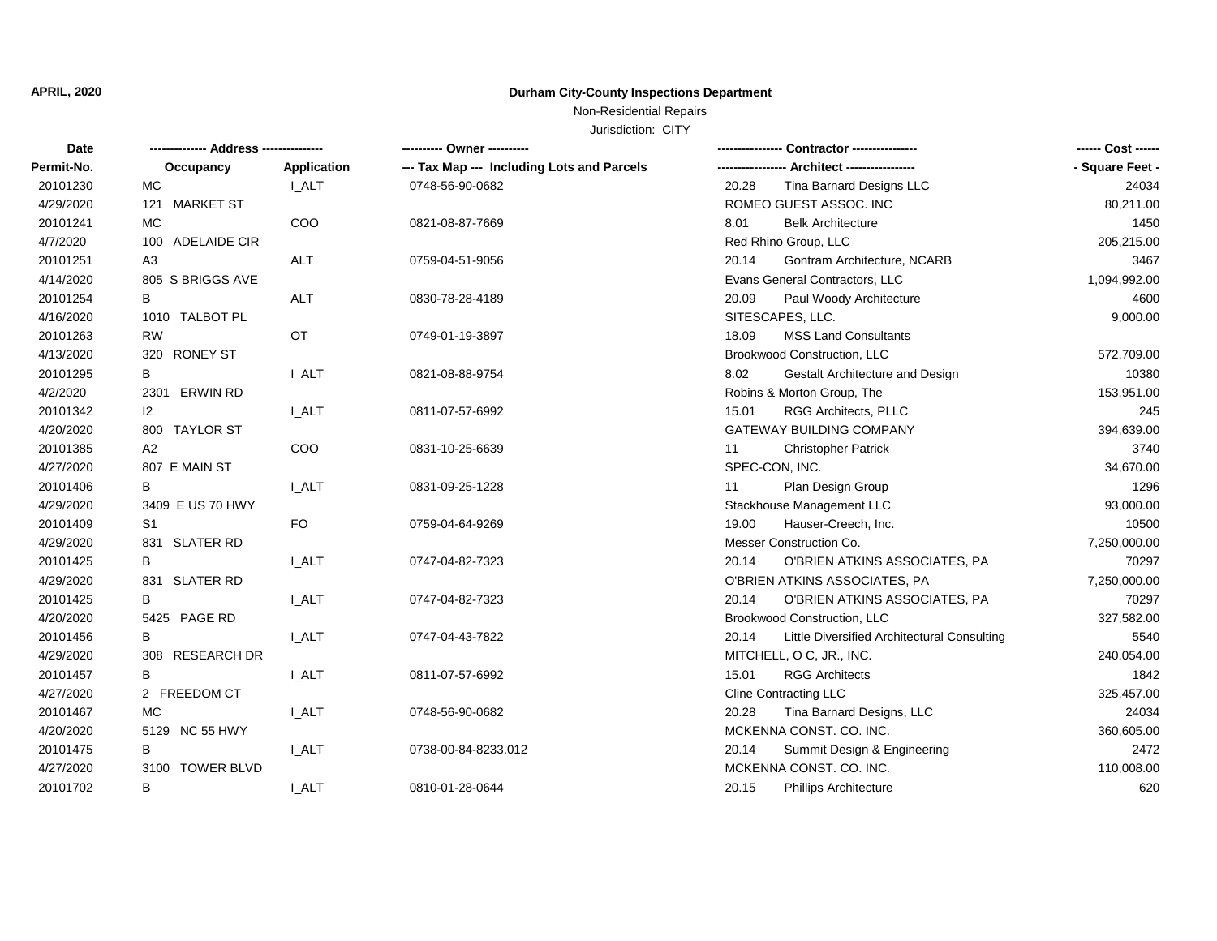**APRIL, 2020**

**Durham City-County Inspections Department**

Non-Residential Repairs

Jurisdiction: CITY

| Date / Permit-No. | Address / Occupancy | Application | Owner / Tax Map --- Including Lots and Parcels | Contractor / Architect | | Cost / Square Feet |
|---|---|---|---|---|---|---|
| 20101230 | MC | I_ALT | 0748-56-90-0682 | 20.28 | Tina Barnard Designs LLC | 24034 |
| 4/29/2020 | 121 MARKET ST | | | ROMEO GUEST ASSOC. INC | | 80,211.00 |
| 20101241 | MC | COO | 0821-08-87-7669 | 8.01 | Belk Architecture | 1450 |
| 4/7/2020 | 100 ADELAIDE CIR | | | Red Rhino Group, LLC | | 205,215.00 |
| 20101251 | A3 | ALT | 0759-04-51-9056 | 20.14 | Gontram Architecture, NCARB | 3467 |
| 4/14/2020 | 805 S BRIGGS AVE | | | Evans General Contractors, LLC | | 1,094,992.00 |
| 20101254 | B | ALT | 0830-78-28-4189 | 20.09 | Paul Woody Architecture | 4600 |
| 4/16/2020 | 1010 TALBOT PL | | | SITESCAPES, LLC. | | 9,000.00 |
| 20101263 | RW | OT | 0749-01-19-3897 | 18.09 | MSS Land Consultants | |
| 4/13/2020 | 320 RONEY ST | | | Brookwood Construction, LLC | | 572,709.00 |
| 20101295 | B | I_ALT | 0821-08-88-9754 | 8.02 | Gestalt Architecture and Design | 10380 |
| 4/2/2020 | 2301 ERWIN RD | | | Robins & Morton Group, The | | 153,951.00 |
| 20101342 | I2 | I_ALT | 0811-07-57-6992 | 15.01 | RGG Architects, PLLC | 245 |
| 4/20/2020 | 800 TAYLOR ST | | | GATEWAY BUILDING COMPANY | | 394,639.00 |
| 20101385 | A2 | COO | 0831-10-25-6639 | 11 | Christopher Patrick | 3740 |
| 4/27/2020 | 807 E MAIN ST | | | SPEC-CON, INC. | | 34,670.00 |
| 20101406 | B | I_ALT | 0831-09-25-1228 | 11 | Plan Design Group | 1296 |
| 4/29/2020 | 3409 E US 70 HWY | | | Stackhouse Management LLC | | 93,000.00 |
| 20101409 | S1 | FO | 0759-04-64-9269 | 19.00 | Hauser-Creech, Inc. | 10500 |
| 4/29/2020 | 831 SLATER RD | | | Messer Construction Co. | | 7,250,000.00 |
| 20101425 | B | I_ALT | 0747-04-82-7323 | 20.14 | O'BRIEN ATKINS ASSOCIATES, PA | 70297 |
| 4/29/2020 | 831 SLATER RD | | | O'BRIEN ATKINS ASSOCIATES, PA | | 7,250,000.00 |
| 20101425 | B | I_ALT | 0747-04-82-7323 | 20.14 | O'BRIEN ATKINS ASSOCIATES, PA | 70297 |
| 4/20/2020 | 5425 PAGE RD | | | Brookwood Construction, LLC | | 327,582.00 |
| 20101456 | B | I_ALT | 0747-04-43-7822 | 20.14 | Little Diversified Architectural Consulting | 5540 |
| 4/29/2020 | 308 RESEARCH DR | | | MITCHELL, O C, JR., INC. | | 240,054.00 |
| 20101457 | B | I_ALT | 0811-07-57-6992 | 15.01 | RGG Architects | 1842 |
| 4/27/2020 | 2 FREEDOM CT | | | Cline Contracting LLC | | 325,457.00 |
| 20101467 | MC | I_ALT | 0748-56-90-0682 | 20.28 | Tina Barnard Designs, LLC | 24034 |
| 4/20/2020 | 5129 NC 55 HWY | | | MCKENNA CONST. CO. INC. | | 360,605.00 |
| 20101475 | B | I_ALT | 0738-00-84-8233.012 | 20.14 | Summit Design & Engineering | 2472 |
| 4/27/2020 | 3100 TOWER BLVD | | | MCKENNA CONST. CO. INC. | | 110,008.00 |
| 20101702 | B | I_ALT | 0810-01-28-0644 | 20.15 | Phillips Architecture | 620 |